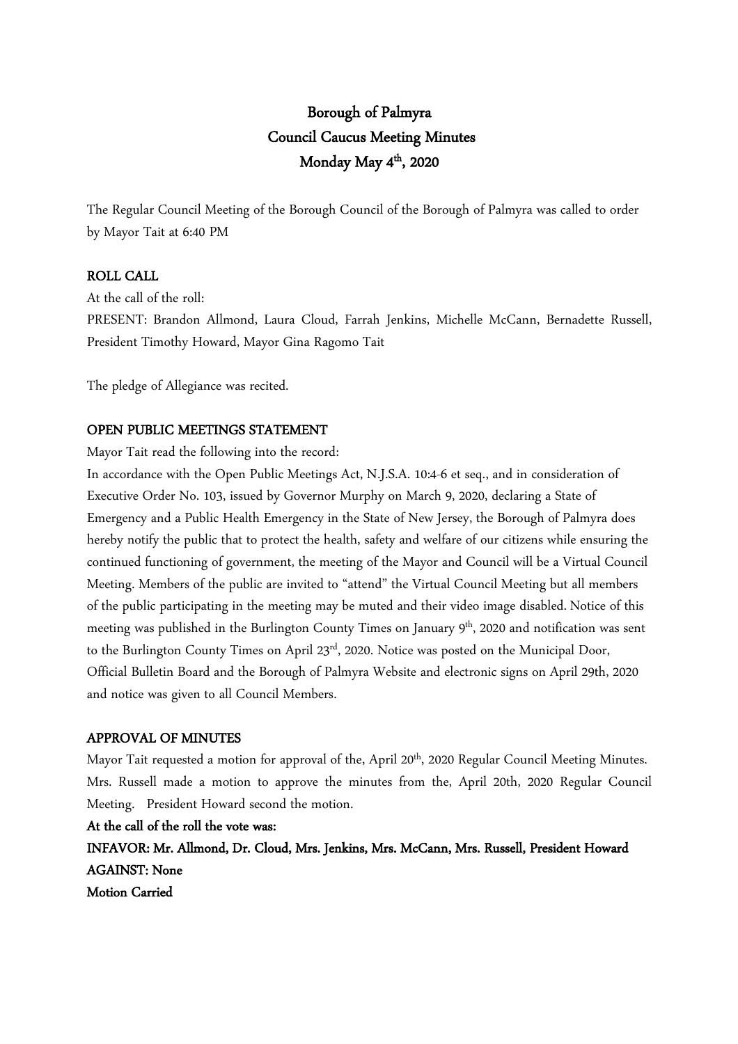# Borough of Palmyra
## Council Caucus Meeting Minutes
## Monday May 4th, 2020

The Regular Council Meeting of the Borough Council of the Borough of Palmyra was called to order by Mayor Tait at 6:40 PM

**ROLL CALL**

At the call of the roll:

PRESENT: Brandon Allmond, Laura Cloud, Farrah Jenkins, Michelle McCann, Bernadette Russell, President Timothy Howard, Mayor Gina Ragomo Tait

The pledge of Allegiance was recited.

**OPEN PUBLIC MEETINGS STATEMENT**

Mayor Tait read the following into the record:

In accordance with the Open Public Meetings Act, N.J.S.A. 10:4-6 et seq., and in consideration of Executive Order No. 103, issued by Governor Murphy on March 9, 2020, declaring a State of Emergency and a Public Health Emergency in the State of New Jersey, the Borough of Palmyra does hereby notify the public that to protect the health, safety and welfare of our citizens while ensuring the continued functioning of government, the meeting of the Mayor and Council will be a Virtual Council Meeting. Members of the public are invited to "attend" the Virtual Council Meeting but all members of the public participating in the meeting may be muted and their video image disabled. Notice of this meeting was published in the Burlington County Times on January 9th, 2020 and notification was sent to the Burlington County Times on April 23rd, 2020. Notice was posted on the Municipal Door, Official Bulletin Board and the Borough of Palmyra Website and electronic signs on April 29th, 2020 and notice was given to all Council Members.

**APPROVAL OF MINUTES**

Mayor Tait requested a motion for approval of the, April 20th, 2020 Regular Council Meeting Minutes. Mrs. Russell made a motion to approve the minutes from the, April 20th, 2020 Regular Council Meeting. President Howard second the motion.

**At the call of the roll the vote was:**

**INFAVOR: Mr. Allmond, Dr. Cloud, Mrs. Jenkins, Mrs. McCann, Mrs. Russell, President Howard**

**AGAINST: None**

**Motion Carried**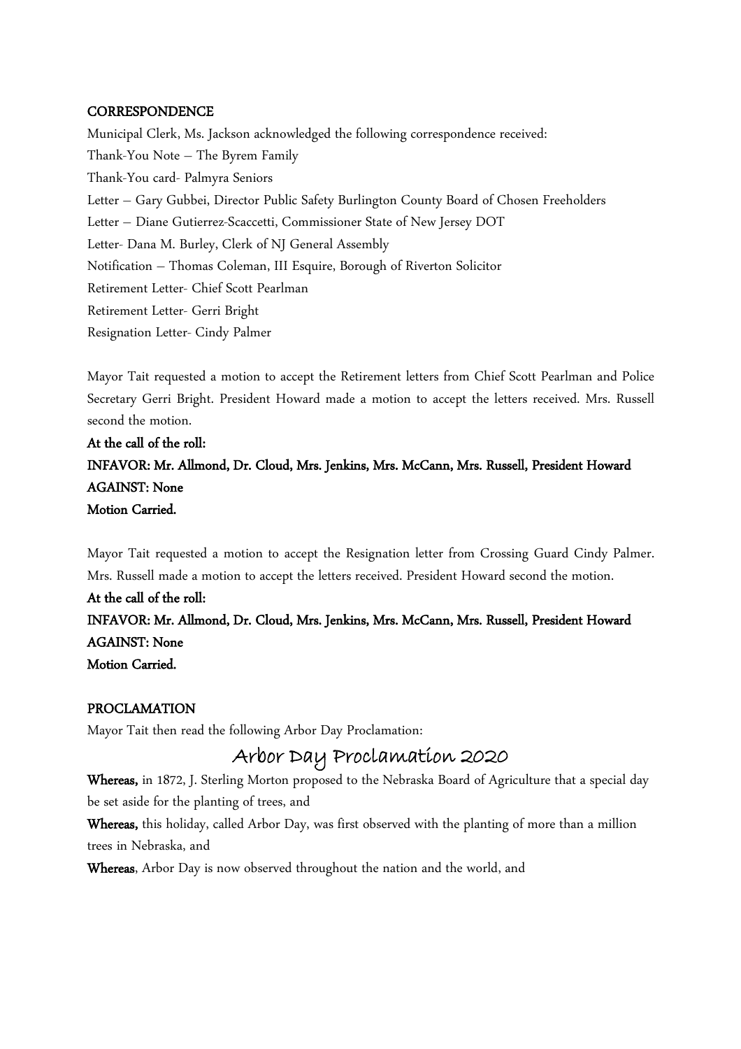**CORRESPONDENCE**

Municipal Clerk, Ms. Jackson acknowledged the following correspondence received:

Thank-You Note – The Byrem Family

Thank-You card- Palmyra Seniors

Letter – Gary Gubbei, Director Public Safety Burlington County Board of Chosen Freeholders

Letter – Diane Gutierrez-Scaccetti, Commissioner State of New Jersey DOT

Letter- Dana M. Burley, Clerk of NJ General Assembly

Notification – Thomas Coleman, III Esquire, Borough of Riverton Solicitor

Retirement Letter- Chief Scott Pearlman

Retirement Letter- Gerri Bright

Resignation Letter- Cindy Palmer

Mayor Tait requested a motion to accept the Retirement letters from Chief Scott Pearlman and Police Secretary Gerri Bright. President Howard made a motion to accept the letters received. Mrs. Russell second the motion.

**At the call of the roll:**
**INFAVOR: Mr. Allmond, Dr. Cloud, Mrs. Jenkins, Mrs. McCann, Mrs. Russell, President Howard**
**AGAINST: None**
**Motion Carried.**

Mayor Tait requested a motion to accept the Resignation letter from Crossing Guard Cindy Palmer. Mrs. Russell made a motion to accept the letters received. President Howard second the motion.

**At the call of the roll:**
**INFAVOR: Mr. Allmond, Dr. Cloud, Mrs. Jenkins, Mrs. McCann, Mrs. Russell, President Howard**
**AGAINST: None**
**Motion Carried.**

**PROCLAMATION**

Mayor Tait then read the following Arbor Day Proclamation:

## Arbor Day Proclamation 2020

**Whereas,** in 1872, J. Sterling Morton proposed to the Nebraska Board of Agriculture that a special day be set aside for the planting of trees, and

**Whereas,** this holiday, called Arbor Day, was first observed with the planting of more than a million trees in Nebraska, and

**Whereas**, Arbor Day is now observed throughout the nation and the world, and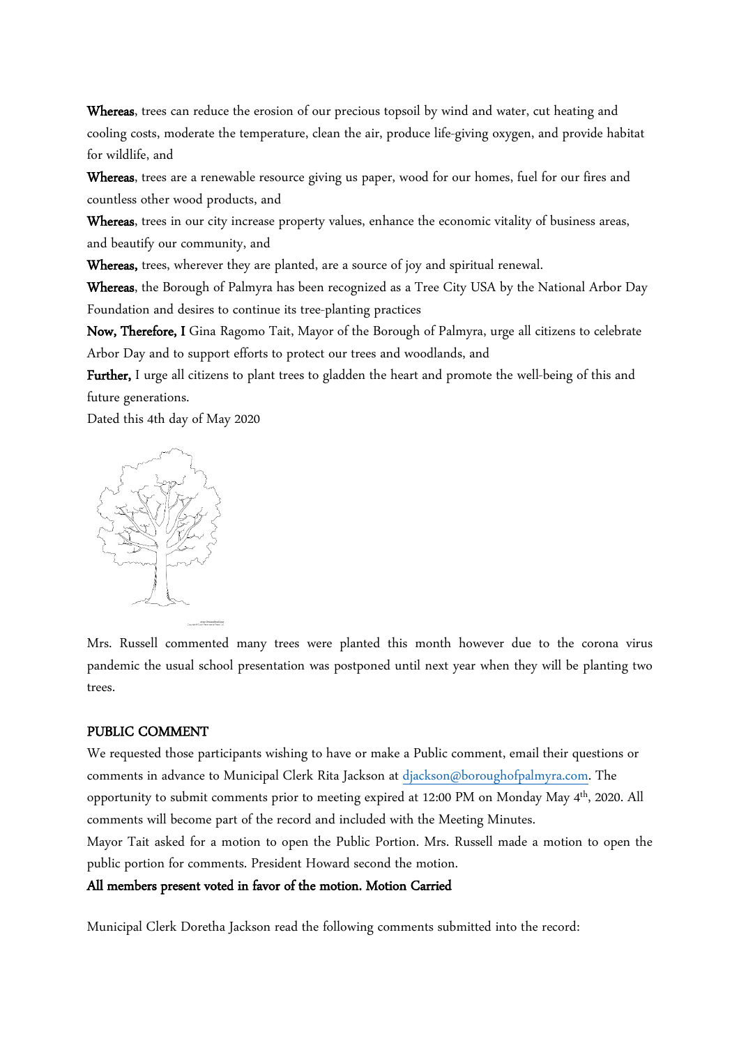**Whereas**, trees can reduce the erosion of our precious topsoil by wind and water, cut heating and cooling costs, moderate the temperature, clean the air, produce life-giving oxygen, and provide habitat for wildlife, and

**Whereas**, trees are a renewable resource giving us paper, wood for our homes, fuel for our fires and countless other wood products, and

**Whereas**, trees in our city increase property values, enhance the economic vitality of business areas, and beautify our community, and

**Whereas,** trees, wherever they are planted, are a source of joy and spiritual renewal.

**Whereas**, the Borough of Palmyra has been recognized as a Tree City USA by the National Arbor Day Foundation and desires to continue its tree-planting practices

**Now, Therefore, I** Gina Ragomo Tait, Mayor of the Borough of Palmyra, urge all citizens to celebrate Arbor Day and to support efforts to protect our trees and woodlands, and

**Further,** I urge all citizens to plant trees to gladden the heart and promote the well-being of this and future generations.

Dated this 4th day of May 2020

Mrs. Russell commented many trees were planted this month however due to the corona virus pandemic the usual school presentation was postponed until next year when they will be planting two trees.

## PUBLIC COMMENT

We requested those participants wishing to have or make a Public comment, email their questions or comments in advance to Municipal Clerk Rita Jackson at djackson@boroughofpalmyra.com. The opportunity to submit comments prior to meeting expired at 12:00 PM on Monday May 4th, 2020. All comments will become part of the record and included with the Meeting Minutes.

Mayor Tait asked for a motion to open the Public Portion. Mrs. Russell made a motion to open the public portion for comments. President Howard second the motion.

**All members present voted in favor of the motion. Motion Carried**

Municipal Clerk Doretha Jackson read the following comments submitted into the record: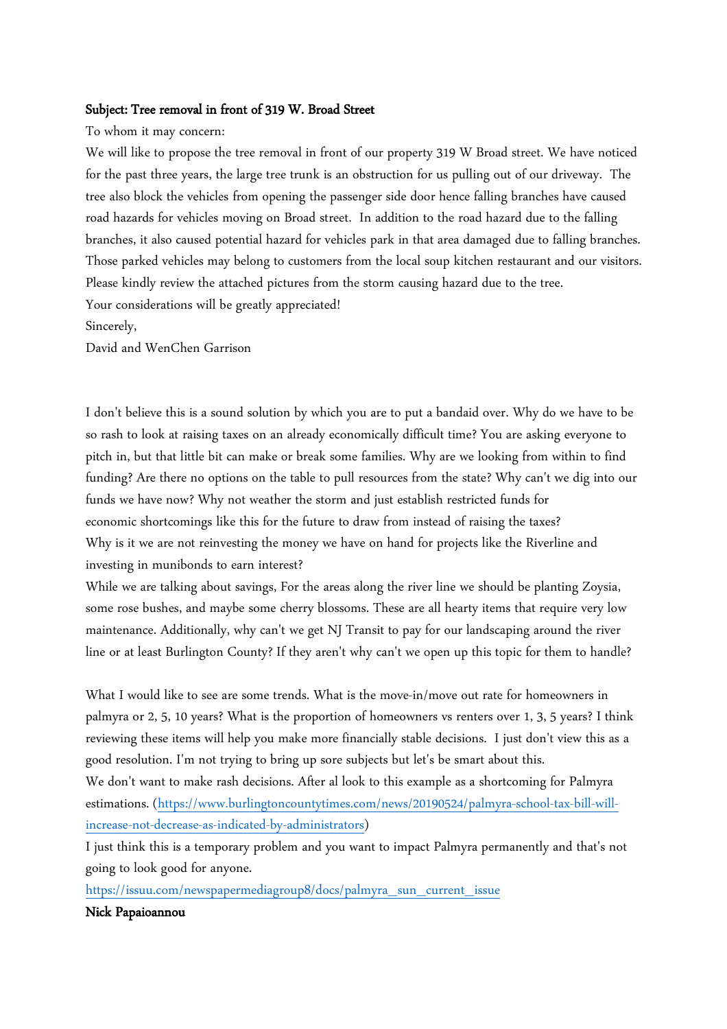**Subject: Tree removal in front of 319 W. Broad Street**

To whom it may concern:

We will like to propose the tree removal in front of our property 319 W Broad street. We have noticed for the past three years, the large tree trunk is an obstruction for us pulling out of our driveway. The tree also block the vehicles from opening the passenger side door hence falling branches have caused road hazards for vehicles moving on Broad street. In addition to the road hazard due to the falling branches, it also caused potential hazard for vehicles park in that area damaged due to falling branches. Those parked vehicles may belong to customers from the local soup kitchen restaurant and our visitors. Please kindly review the attached pictures from the storm causing hazard due to the tree.

Your considerations will be greatly appreciated!

Sincerely,

David and WenChen Garrison

I don't believe this is a sound solution by which you are to put a bandaid over. Why do we have to be so rash to look at raising taxes on an already economically difficult time? You are asking everyone to pitch in, but that little bit can make or break some families. Why are we looking from within to find funding? Are there no options on the table to pull resources from the state? Why can't we dig into our funds we have now? Why not weather the storm and just establish restricted funds for economic shortcomings like this for the future to draw from instead of raising the taxes?

Why is it we are not reinvesting the money we have on hand for projects like the Riverline and investing in munibonds to earn interest?

While we are talking about savings, For the areas along the river line we should be planting Zoysia, some rose bushes, and maybe some cherry blossoms. These are all hearty items that require very low maintenance. Additionally, why can't we get NJ Transit to pay for our landscaping around the river line or at least Burlington County? If they aren't why can't we open up this topic for them to handle?

What I would like to see are some trends. What is the move-in/move out rate for homeowners in palmyra or 2, 5, 10 years? What is the proportion of homeowners vs renters over 1, 3, 5 years? I think reviewing these items will help you make more financially stable decisions. I just don't view this as a good resolution. I'm not trying to bring up sore subjects but let's be smart about this.

We don't want to make rash decisions. After al look to this example as a shortcoming for Palmyra estimations. (https://www.burlingtoncountytimes.com/news/20190524/palmyra-school-tax-bill-will-increase-not-decrease-as-indicated-by-administrators)

I just think this is a temporary problem and you want to impact Palmyra permanently and that's not going to look good for anyone.

https://issuu.com/newspapermediagroup8/docs/palmyra__sun__current__issue

**Nick Papaioannou**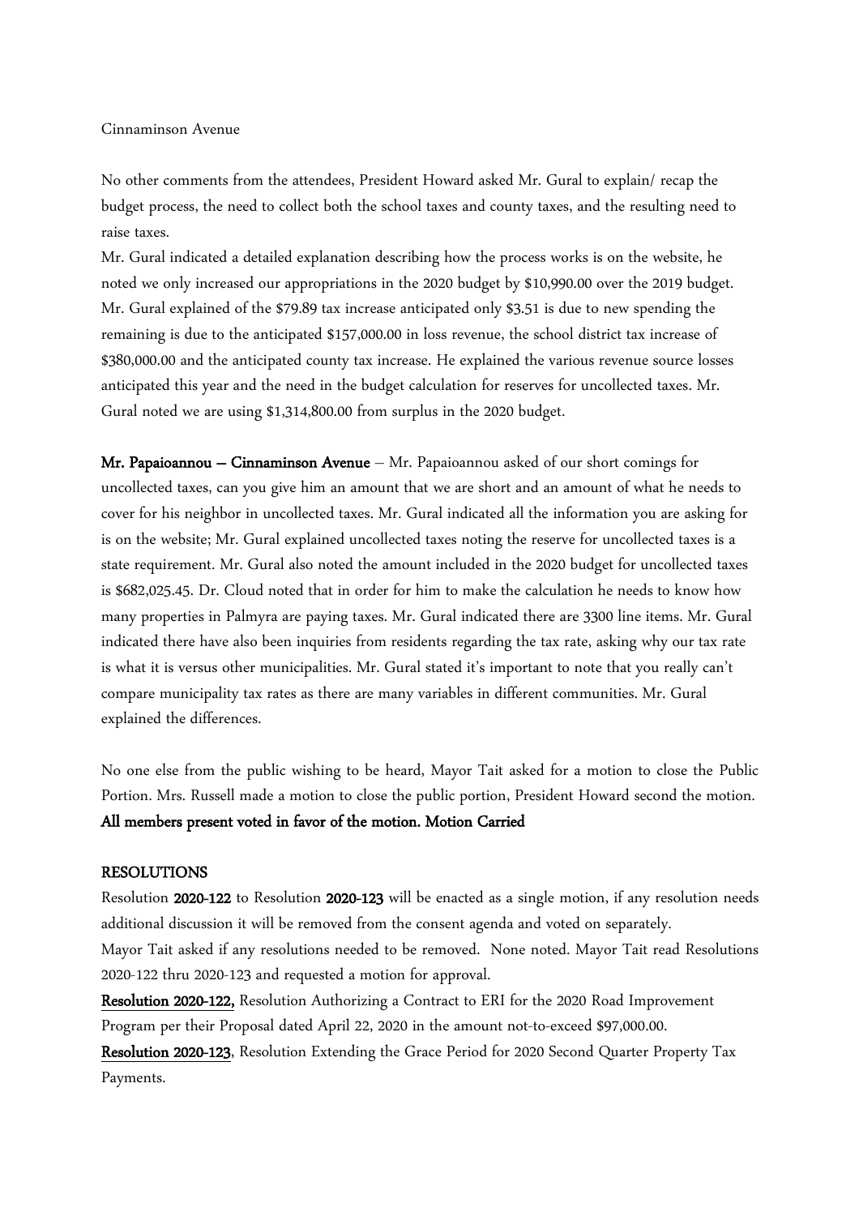Cinnaminson Avenue

No other comments from the attendees, President Howard asked Mr. Gural to explain/ recap the budget process, the need to collect both the school taxes and county taxes, and the resulting need to raise taxes.

Mr. Gural indicated a detailed explanation describing how the process works is on the website, he noted we only increased our appropriations in the 2020 budget by $10,990.00 over the 2019 budget. Mr. Gural explained of the $79.89 tax increase anticipated only $3.51 is due to new spending the remaining is due to the anticipated $157,000.00 in loss revenue, the school district tax increase of $380,000.00 and the anticipated county tax increase. He explained the various revenue source losses anticipated this year and the need in the budget calculation for reserves for uncollected taxes. Mr. Gural noted we are using $1,314,800.00 from surplus in the 2020 budget.

**Mr. Papaioannou – Cinnaminson Avenue** – Mr. Papaioannou asked of our short comings for uncollected taxes, can you give him an amount that we are short and an amount of what he needs to cover for his neighbor in uncollected taxes. Mr. Gural indicated all the information you are asking for is on the website; Mr. Gural explained uncollected taxes noting the reserve for uncollected taxes is a state requirement. Mr. Gural also noted the amount included in the 2020 budget for uncollected taxes is $682,025.45. Dr. Cloud noted that in order for him to make the calculation he needs to know how many properties in Palmyra are paying taxes. Mr. Gural indicated there are 3300 line items. Mr. Gural indicated there have also been inquiries from residents regarding the tax rate, asking why our tax rate is what it is versus other municipalities. Mr. Gural stated it's important to note that you really can't compare municipality tax rates as there are many variables in different communities. Mr. Gural explained the differences.

No one else from the public wishing to be heard, Mayor Tait asked for a motion to close the Public Portion. Mrs. Russell made a motion to close the public portion, President Howard second the motion. **All members present voted in favor of the motion. Motion Carried**

## RESOLUTIONS

Resolution **2020-122** to Resolution **2020-123** will be enacted as a single motion, if any resolution needs additional discussion it will be removed from the consent agenda and voted on separately.

Mayor Tait asked if any resolutions needed to be removed. None noted. Mayor Tait read Resolutions 2020-122 thru 2020-123 and requested a motion for approval.

**Resolution 2020-122,** Resolution Authorizing a Contract to ERI for the 2020 Road Improvement Program per their Proposal dated April 22, 2020 in the amount not-to-exceed $97,000.00.

**Resolution 2020-123**, Resolution Extending the Grace Period for 2020 Second Quarter Property Tax Payments.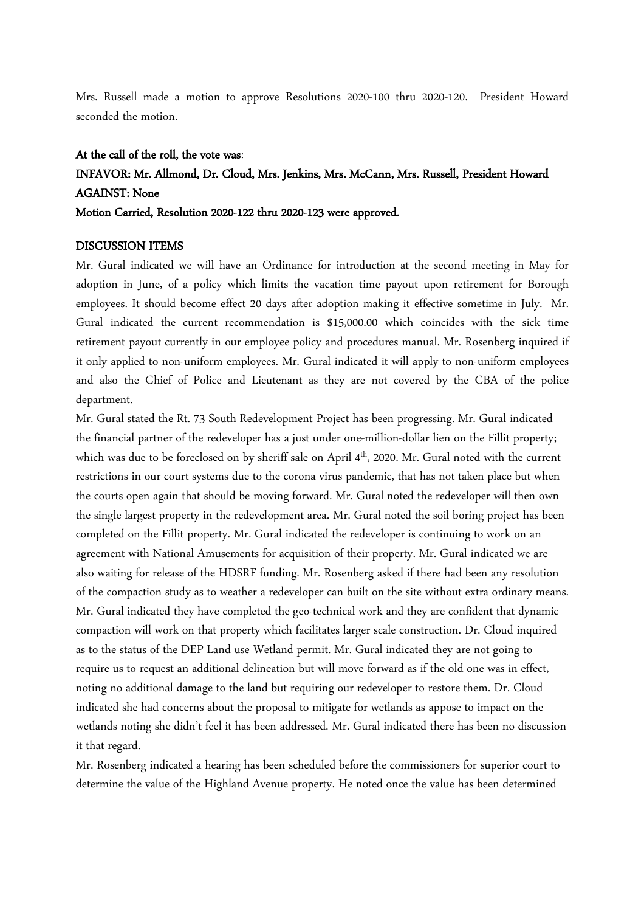Mrs. Russell made a motion to approve Resolutions 2020-100 thru 2020-120. President Howard seconded the motion.

**At the call of the roll, the vote was**:

**INFAVOR: Mr. Allmond, Dr. Cloud, Mrs. Jenkins, Mrs. McCann, Mrs. Russell, President Howard**

**AGAINST: None**

**Motion Carried, Resolution 2020-122 thru 2020-123 were approved.**

**DISCUSSION ITEMS**

Mr. Gural indicated we will have an Ordinance for introduction at the second meeting in May for adoption in June, of a policy which limits the vacation time payout upon retirement for Borough employees. It should become effect 20 days after adoption making it effective sometime in July. Mr. Gural indicated the current recommendation is $15,000.00 which coincides with the sick time retirement payout currently in our employee policy and procedures manual. Mr. Rosenberg inquired if it only applied to non-uniform employees. Mr. Gural indicated it will apply to non-uniform employees and also the Chief of Police and Lieutenant as they are not covered by the CBA of the police department.

Mr. Gural stated the Rt. 73 South Redevelopment Project has been progressing. Mr. Gural indicated the financial partner of the redeveloper has a just under one-million-dollar lien on the Fillit property; which was due to be foreclosed on by sheriff sale on April 4th, 2020. Mr. Gural noted with the current restrictions in our court systems due to the corona virus pandemic, that has not taken place but when the courts open again that should be moving forward. Mr. Gural noted the redeveloper will then own the single largest property in the redevelopment area. Mr. Gural noted the soil boring project has been completed on the Fillit property. Mr. Gural indicated the redeveloper is continuing to work on an agreement with National Amusements for acquisition of their property. Mr. Gural indicated we are also waiting for release of the HDSRF funding. Mr. Rosenberg asked if there had been any resolution of the compaction study as to weather a redeveloper can built on the site without extra ordinary means. Mr. Gural indicated they have completed the geo-technical work and they are confident that dynamic compaction will work on that property which facilitates larger scale construction. Dr. Cloud inquired as to the status of the DEP Land use Wetland permit. Mr. Gural indicated they are not going to require us to request an additional delineation but will move forward as if the old one was in effect, noting no additional damage to the land but requiring our redeveloper to restore them. Dr. Cloud indicated she had concerns about the proposal to mitigate for wetlands as appose to impact on the wetlands noting she didn't feel it has been addressed. Mr. Gural indicated there has been no discussion it that regard.

Mr. Rosenberg indicated a hearing has been scheduled before the commissioners for superior court to determine the value of the Highland Avenue property. He noted once the value has been determined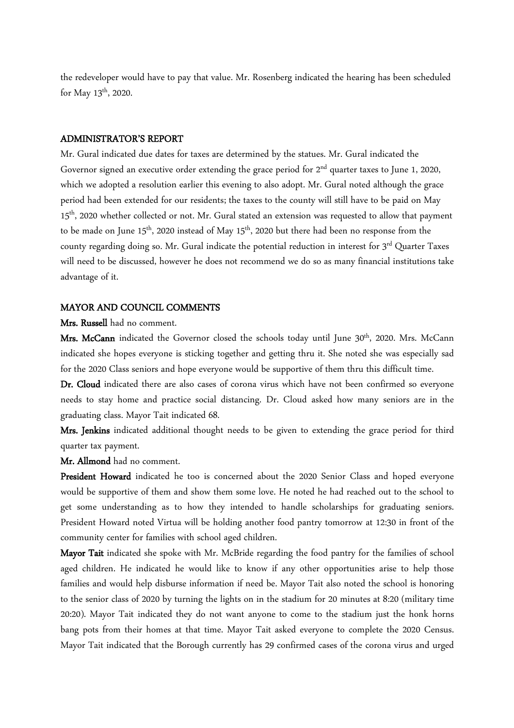the redeveloper would have to pay that value. Mr. Rosenberg indicated the hearing has been scheduled for May 13th, 2020.

## ADMINISTRATOR'S REPORT

Mr. Gural indicated due dates for taxes are determined by the statues. Mr. Gural indicated the Governor signed an executive order extending the grace period for 2nd quarter taxes to June 1, 2020, which we adopted a resolution earlier this evening to also adopt. Mr. Gural noted although the grace period had been extended for our residents; the taxes to the county will still have to be paid on May 15th, 2020 whether collected or not. Mr. Gural stated an extension was requested to allow that payment to be made on June 15th, 2020 instead of May 15th, 2020 but there had been no response from the county regarding doing so. Mr. Gural indicate the potential reduction in interest for 3rd Quarter Taxes will need to be discussed, however he does not recommend we do so as many financial institutions take advantage of it.

## MAYOR AND COUNCIL COMMENTS

**Mrs. Russell** had no comment.

**Mrs. McCann** indicated the Governor closed the schools today until June 30th, 2020. Mrs. McCann indicated she hopes everyone is sticking together and getting thru it. She noted she was especially sad for the 2020 Class seniors and hope everyone would be supportive of them thru this difficult time.

**Dr. Cloud** indicated there are also cases of corona virus which have not been confirmed so everyone needs to stay home and practice social distancing. Dr. Cloud asked how many seniors are in the graduating class. Mayor Tait indicated 68.

**Mrs. Jenkins** indicated additional thought needs to be given to extending the grace period for third quarter tax payment.

**Mr. Allmond** had no comment.

**President Howard** indicated he too is concerned about the 2020 Senior Class and hoped everyone would be supportive of them and show them some love. He noted he had reached out to the school to get some understanding as to how they intended to handle scholarships for graduating seniors. President Howard noted Virtua will be holding another food pantry tomorrow at 12:30 in front of the community center for families with school aged children.

**Mayor Tait** indicated she spoke with Mr. McBride regarding the food pantry for the families of school aged children. He indicated he would like to know if any other opportunities arise to help those families and would help disburse information if need be. Mayor Tait also noted the school is honoring to the senior class of 2020 by turning the lights on in the stadium for 20 minutes at 8:20 (military time 20:20). Mayor Tait indicated they do not want anyone to come to the stadium just the honk horns bang pots from their homes at that time. Mayor Tait asked everyone to complete the 2020 Census. Mayor Tait indicated that the Borough currently has 29 confirmed cases of the corona virus and urged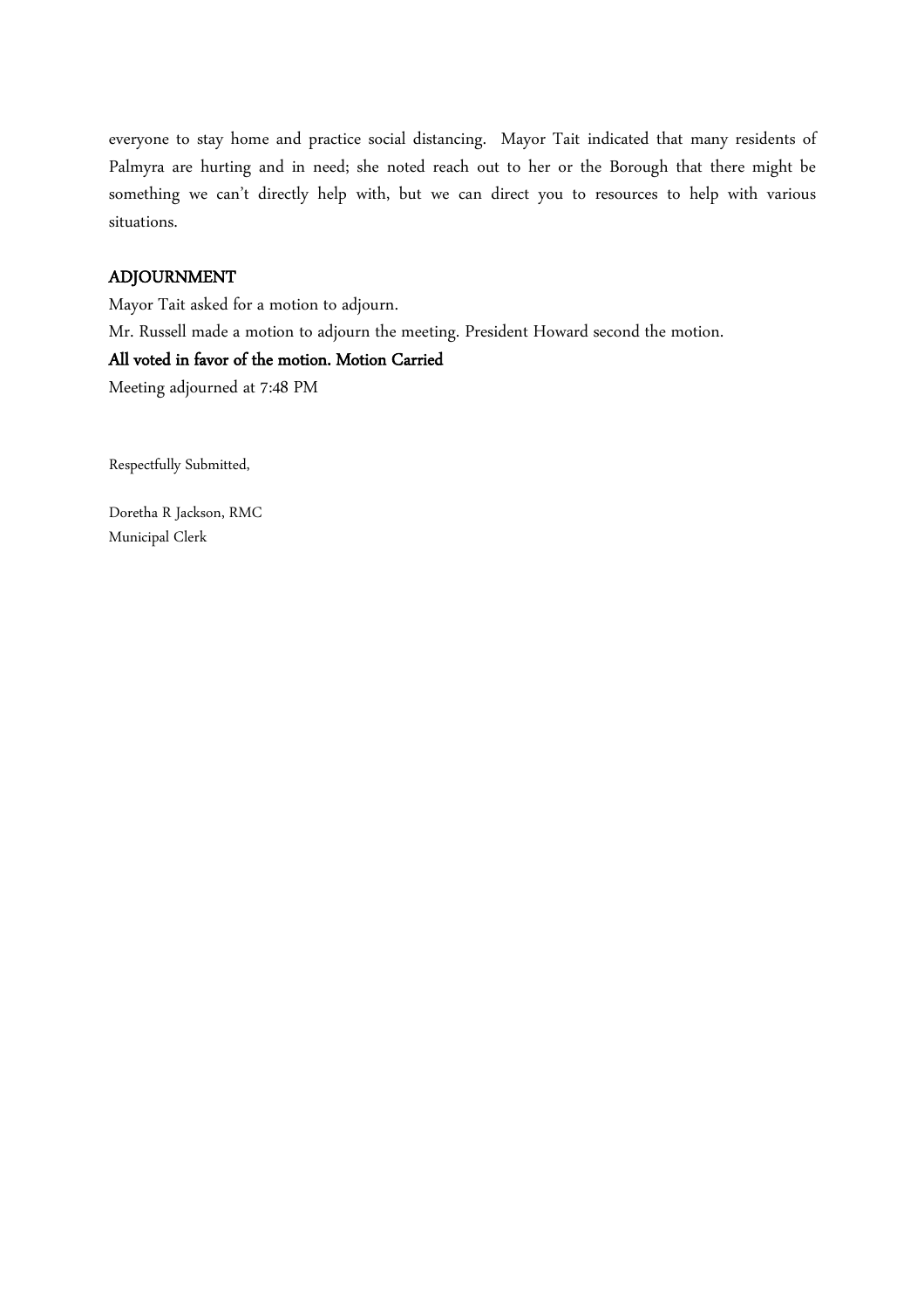everyone to stay home and practice social distancing. Mayor Tait indicated that many residents of Palmyra are hurting and in need; she noted reach out to her or the Borough that there might be something we can't directly help with, but we can direct you to resources to help with various situations.

## ADJOURNMENT

Mayor Tait asked for a motion to adjourn.

Mr. Russell made a motion to adjourn the meeting. President Howard second the motion.

**All voted in favor of the motion. Motion Carried**

Meeting adjourned at 7:48 PM

Respectfully Submitted,

Doretha R Jackson, RMC
Municipal Clerk